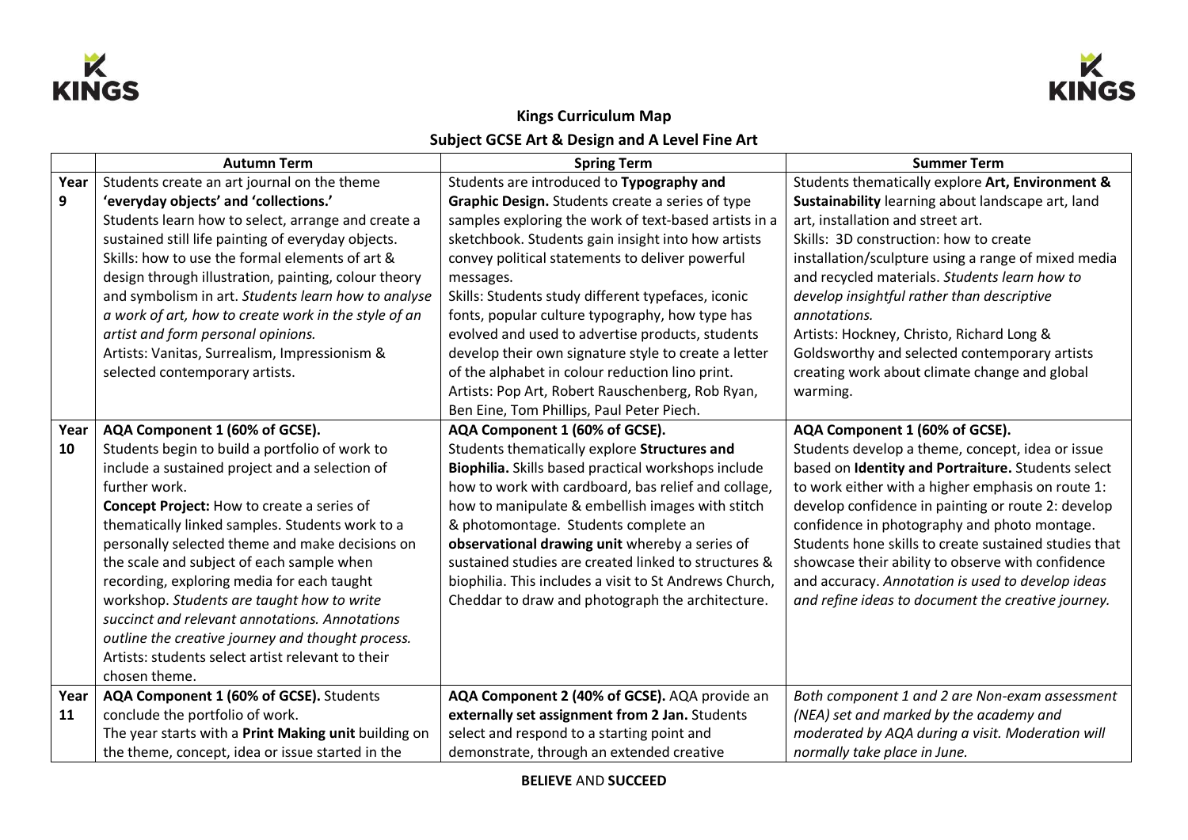**Kings Curriculum Map**

**Subject GCSE Art & Design and A Level Fine Art**

| | Autumn Term | Spring Term | Summer Term |
|---|---|---|---|
| Year 9 | Students create an art journal on the theme **'everyday objects' and 'collections.'** Students learn how to select, arrange and create a sustained still life painting of everyday objects. Skills: how to use the formal elements of art & design through illustration, painting, colour theory and symbolism in art. *Students learn how to analyse a work of art, how to create work in the style of an artist and form personal opinions.* Artists: Vanitas, Surrealism, Impressionism & selected contemporary artists. | Students are introduced to **Typography and Graphic Design.** Students create a series of type samples exploring the work of text-based artists in a sketchbook. Students gain insight into how artists convey political statements to deliver powerful messages. Skills: Students study different typefaces, iconic fonts, popular culture typography, how type has evolved and used to advertise products, students develop their own signature style to create a letter of the alphabet in colour reduction lino print. Artists: Pop Art, Robert Rauschenberg, Rob Ryan, Ben Eine, Tom Phillips, Paul Peter Piech. | Students thematically explore **Art, Environment & Sustainability** learning about landscape art, land art, installation and street art. Skills: 3D construction: how to create installation/sculpture using a range of mixed media and recycled materials. *Students learn how to develop insightful rather than descriptive annotations.* Artists: Hockney, Christo, Richard Long & Goldsworthy and selected contemporary artists creating work about climate change and global warming. |
| Year 10 | **AQA Component 1 (60% of GCSE).** Students begin to build a portfolio of work to include a sustained project and a selection of further work. **Concept Project:** How to create a series of thematically linked samples. Students work to a personally selected theme and make decisions on the scale and subject of each sample when recording, exploring media for each taught workshop. *Students are taught how to write succinct and relevant annotations. Annotations outline the creative journey and thought process.* Artists: students select artist relevant to their chosen theme. | **AQA Component 1 (60% of GCSE).** Students thematically explore **Structures and Biophilia.** Skills based practical workshops include how to work with cardboard, bas relief and collage, how to manipulate & embellish images with stitch & photomontage. Students complete an **observational drawing unit** whereby a series of sustained studies are created linked to structures & biophilia. This includes a visit to St Andrews Church, Cheddar to draw and photograph the architecture. | **AQA Component 1 (60% of GCSE).** Students develop a theme, concept, idea or issue based on **Identity and Portraiture.** Students select to work either with a higher emphasis on route 1: develop confidence in painting or route 2: develop confidence in photography and photo montage. Students hone skills to create sustained studies that showcase their ability to observe with confidence and accuracy. *Annotation is used to develop ideas and refine ideas to document the creative journey.* |
| Year 11 | **AQA Component 1 (60% of GCSE).** Students conclude the portfolio of work. The year starts with a **Print Making unit** building on the theme, concept, idea or issue started in the | **AQA Component 2 (40% of GCSE).** AQA provide an **externally set assignment from 2 Jan.** Students select and respond to a starting point and demonstrate, through an extended creative | *Both component 1 and 2 are Non-exam assessment (NEA) set and marked by the academy and moderated by AQA during a visit. Moderation will normally take place in June.* |

**BELIEVE** AND **SUCCEED**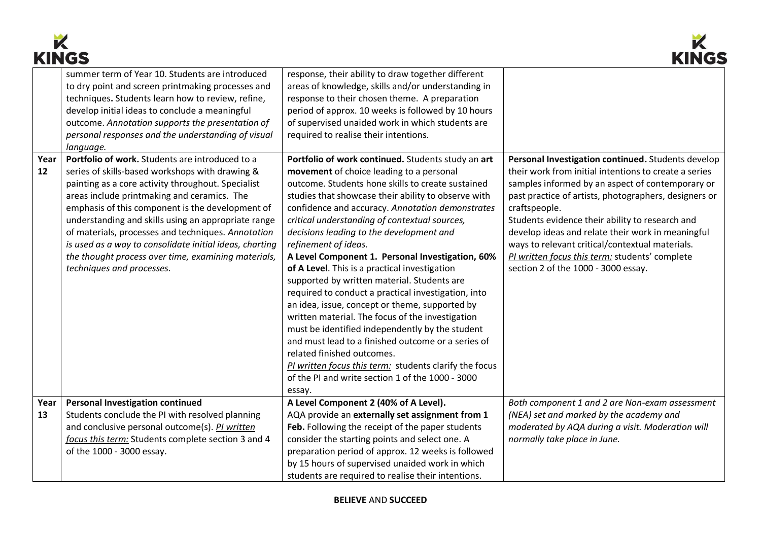| | | | |
|---|---|---|---|
| | summer term of Year 10. Students are introduced to dry point and screen printmaking processes and techniques**.** Students learn how to review, refine, develop initial ideas to conclude a meaningful outcome. *Annotation supports the presentation of personal responses and the understanding of visual language.* | response, their ability to draw together different areas of knowledge, skills and/or understanding in response to their chosen theme. A preparation period of approx. 10 weeks is followed by 10 hours of supervised unaided work in which students are required to realise their intentions. | |
| **Year 12** | **Portfolio of work.** Students are introduced to a series of skills-based workshops with drawing & painting as a core activity throughout. Specialist areas include printmaking and ceramics. The emphasis of this component is the development of understanding and skills using an appropriate range of materials, processes and techniques. *Annotation is used as a way to consolidate initial ideas, charting the thought process over time, examining materials, techniques and processes.* | **Portfolio of work continued.** Students study an **art movement** of choice leading to a personal outcome. Students hone skills to create sustained studies that showcase their ability to observe with confidence and accuracy. *Annotation demonstrates critical understanding of contextual sources, decisions leading to the development and refinement of ideas.* **A Level Component 1. Personal Investigation, 60% of A Level**. This is a practical investigation supported by written material. Students are required to conduct a practical investigation, into an idea, issue, concept or theme, supported by written material. The focus of the investigation must be identified independently by the student and must lead to a finished outcome or a series of related finished outcomes. *PI written focus this term:* students clarify the focus of the PI and write section 1 of the 1000 - 3000 essay. | **Personal Investigation continued.** Students develop their work from initial intentions to create a series samples informed by an aspect of contemporary or past practice of artists, photographers, designers or craftspeople. Students evidence their ability to research and develop ideas and relate their work in meaningful ways to relevant critical/contextual materials. *PI written focus this term:* students' complete section 2 of the 1000 - 3000 essay. |
| **Year 13** | **Personal Investigation continued** Students conclude the PI with resolved planning and conclusive personal outcome(s). *PI written focus this term:* Students complete section 3 and 4 of the 1000 - 3000 essay. | **A Level Component 2 (40% of A Level).** AQA provide an **externally set assignment from 1 Feb.** Following the receipt of the paper students consider the starting points and select one. A preparation period of approx. 12 weeks is followed by 15 hours of supervised unaided work in which students are required to realise their intentions. | *Both component 1 and 2 are Non-exam assessment (NEA) set and marked by the academy and moderated by AQA during a visit. Moderation will normally take place in June.* |

**BELIEVE** AND **SUCCEED**